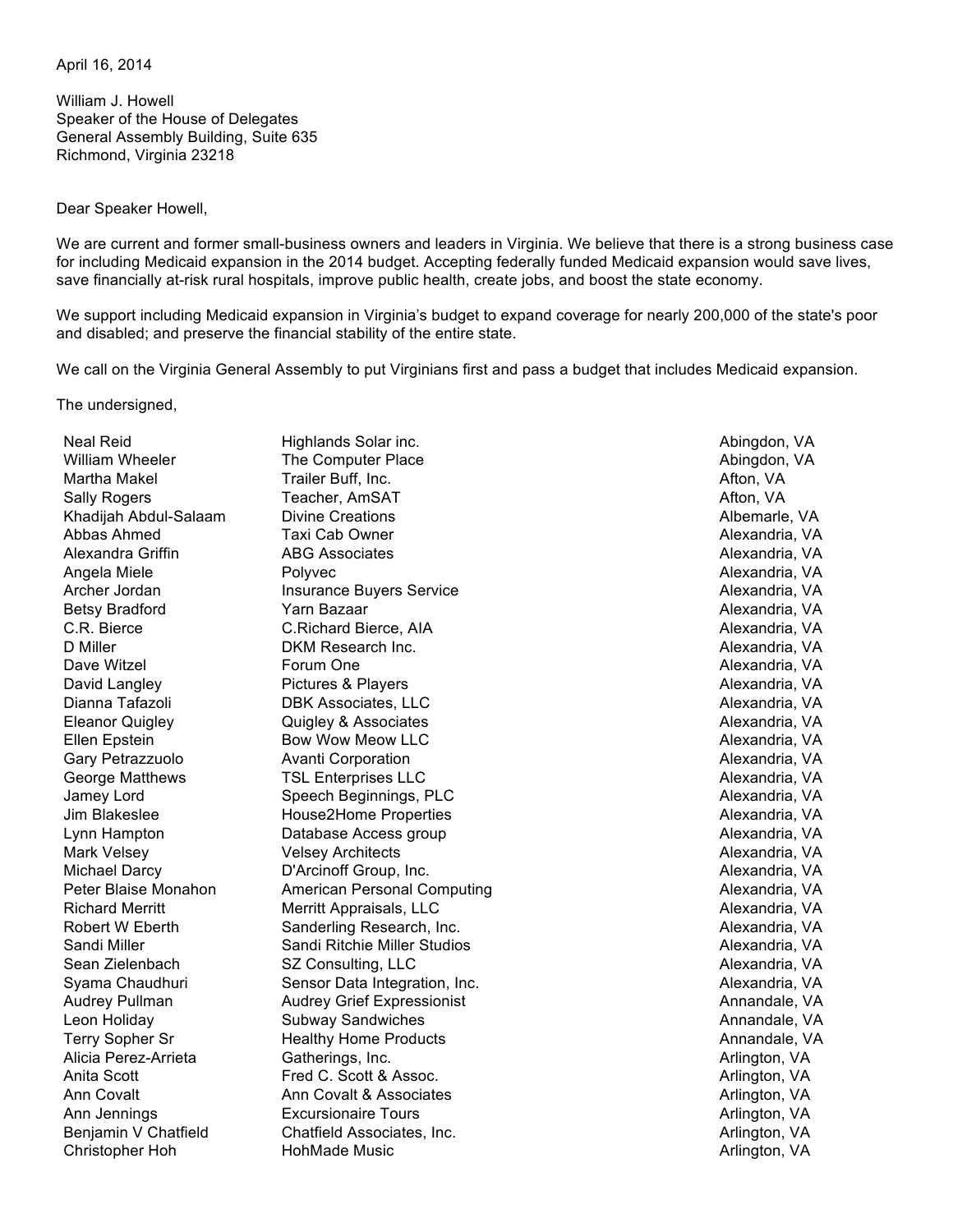April 16, 2014

William J. Howell
Speaker of the House of Delegates
General Assembly Building, Suite 635
Richmond, Virginia 23218

Dear Speaker Howell,

We are current and former small-business owners and leaders in Virginia. We believe that there is a strong business case for including Medicaid expansion in the 2014 budget. Accepting federally funded Medicaid expansion would save lives, save financially at-risk rural hospitals, improve public health, create jobs, and boost the state economy.

We support including Medicaid expansion in Virginia's budget to expand coverage for nearly 200,000 of the state's poor and disabled; and preserve the financial stability of the entire state.

We call on the Virginia General Assembly to put Virginians first and pass a budget that includes Medicaid expansion.

The undersigned,

| | | |
|---|---|---|
| Neal Reid | Highlands Solar inc. | Abingdon, VA |
| William Wheeler | The Computer Place | Abingdon, VA |
| Martha Makel | Trailer Buff, Inc. | Afton, VA |
| Sally Rogers | Teacher, AmSAT | Afton, VA |
| Khadijah Abdul-Salaam | Divine Creations | Albemarle, VA |
| Abbas Ahmed | Taxi Cab Owner | Alexandria, VA |
| Alexandra Griffin | ABG Associates | Alexandria, VA |
| Angela Miele | Polyvec | Alexandria, VA |
| Archer Jordan | Insurance Buyers Service | Alexandria, VA |
| Betsy Bradford | Yarn Bazaar | Alexandria, VA |
| C.R. Bierce | C.Richard Bierce, AIA | Alexandria, VA |
| D Miller | DKM Research Inc. | Alexandria, VA |
| Dave Witzel | Forum One | Alexandria, VA |
| David Langley | Pictures & Players | Alexandria, VA |
| Dianna Tafazoli | DBK Associates, LLC | Alexandria, VA |
| Eleanor Quigley | Quigley & Associates | Alexandria, VA |
| Ellen Epstein | Bow Wow Meow LLC | Alexandria, VA |
| Gary Petrazzuolo | Avanti Corporation | Alexandria, VA |
| George Matthews | TSL Enterprises LLC | Alexandria, VA |
| Jamey Lord | Speech Beginnings, PLC | Alexandria, VA |
| Jim Blakeslee | House2Home Properties | Alexandria, VA |
| Lynn Hampton | Database Access group | Alexandria, VA |
| Mark Velsey | Velsey Architects | Alexandria, VA |
| Michael Darcy | D'Arcinoff Group, Inc. | Alexandria, VA |
| Peter Blaise Monahon | American Personal Computing | Alexandria, VA |
| Richard Merritt | Merritt Appraisals, LLC | Alexandria, VA |
| Robert W Eberth | Sanderling Research, Inc. | Alexandria, VA |
| Sandi Miller | Sandi Ritchie Miller Studios | Alexandria, VA |
| Sean Zielenbach | SZ Consulting, LLC | Alexandria, VA |
| Syama Chaudhuri | Sensor Data Integration, Inc. | Alexandria, VA |
| Audrey Pullman | Audrey Grief Expressionist | Annandale, VA |
| Leon Holiday | Subway Sandwiches | Annandale, VA |
| Terry Sopher Sr | Healthy Home Products | Annandale, VA |
| Alicia Perez-Arrieta | Gatherings, Inc. | Arlington, VA |
| Anita Scott | Fred C. Scott & Assoc. | Arlington, VA |
| Ann Covalt | Ann Covalt & Associates | Arlington, VA |
| Ann Jennings | Excursionaire Tours | Arlington, VA |
| Benjamin V Chatfield | Chatfield Associates, Inc. | Arlington, VA |
| Christopher Hoh | HohMade Music | Arlington, VA |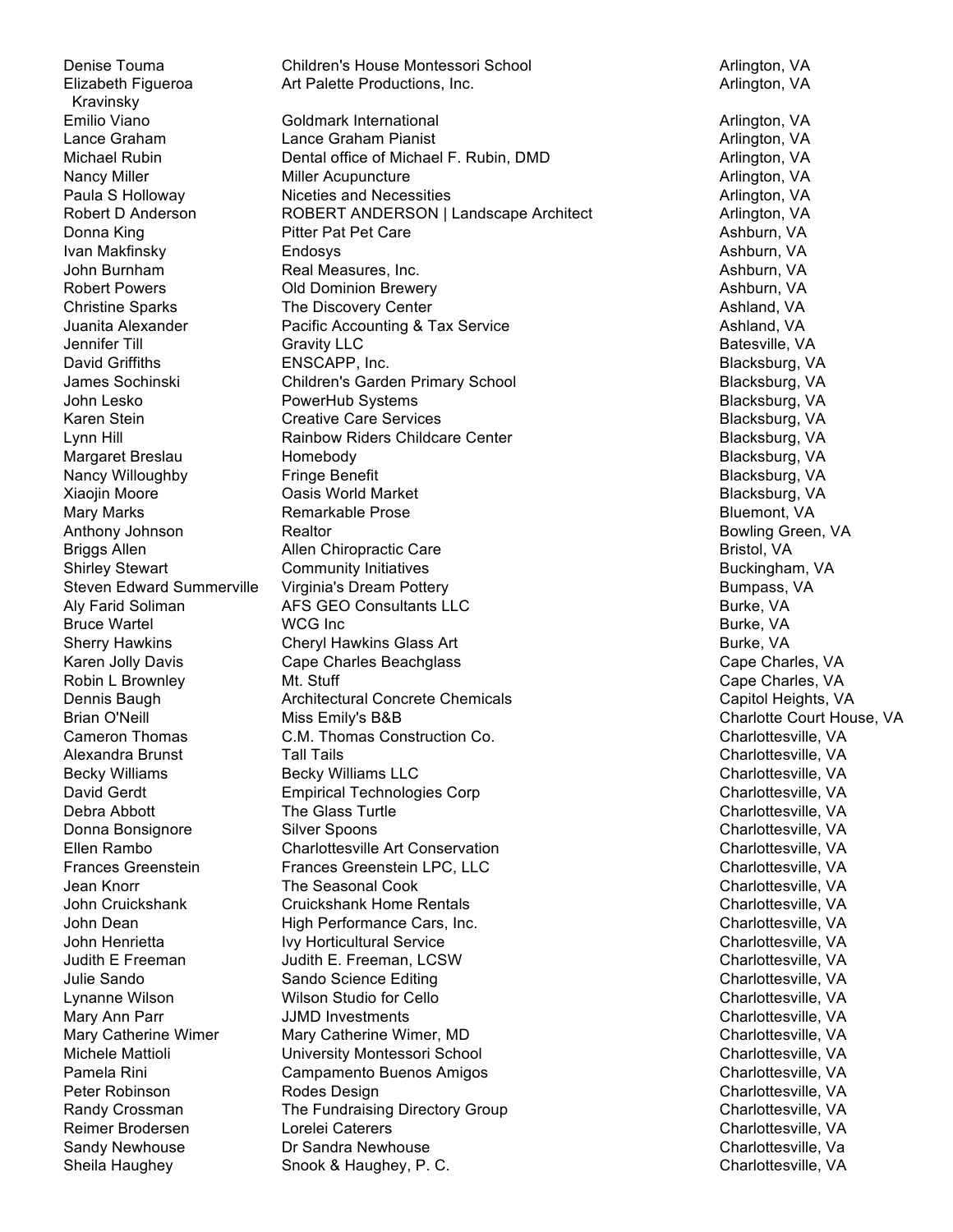| | | |
|---|---|---|
| Denise Touma | Children's House Montessori School | Arlington, VA |
| Elizabeth Figueroa Kravinsky | Art Palette Productions, Inc. | Arlington, VA |
| Emilio Viano | Goldmark International | Arlington, VA |
| Lance Graham | Lance Graham Pianist | Arlington, VA |
| Michael Rubin | Dental office of Michael F. Rubin, DMD | Arlington, VA |
| Nancy Miller | Miller Acupuncture | Arlington, VA |
| Paula S Holloway | Niceties and Necessities | Arlington, VA |
| Robert D Anderson | ROBERT ANDERSON \| Landscape Architect | Arlington, VA |
| Donna King | Pitter Pat Pet Care | Ashburn, VA |
| Ivan Makfinsky | Endosys | Ashburn, VA |
| John Burnham | Real Measures, Inc. | Ashburn, VA |
| Robert Powers | Old Dominion Brewery | Ashburn, VA |
| Christine Sparks | The Discovery Center | Ashland, VA |
| Juanita Alexander | Pacific Accounting & Tax Service | Ashland, VA |
| Jennifer Till | Gravity LLC | Batesville, VA |
| David Griffiths | ENSCAPP, Inc. | Blacksburg, VA |
| James Sochinski | Children's Garden Primary School | Blacksburg, VA |
| John Lesko | PowerHub Systems | Blacksburg, VA |
| Karen Stein | Creative Care Services | Blacksburg, VA |
| Lynn Hill | Rainbow Riders Childcare Center | Blacksburg, VA |
| Margaret Breslau | Homebody | Blacksburg, VA |
| Nancy Willoughby | Fringe Benefit | Blacksburg, VA |
| Xiaojin Moore | Oasis World Market | Blacksburg, VA |
| Mary Marks | Remarkable Prose | Bluemont, VA |
| Anthony Johnson | Realtor | Bowling Green, VA |
| Briggs Allen | Allen Chiropractic Care | Bristol, VA |
| Shirley Stewart | Community Initiatives | Buckingham, VA |
| Steven Edward Summerville | Virginia's Dream Pottery | Bumpass, VA |
| Aly Farid Soliman | AFS GEO Consultants LLC | Burke, VA |
| Bruce Wartel | WCG Inc | Burke, VA |
| Sherry Hawkins | Cheryl Hawkins Glass Art | Burke, VA |
| Karen Jolly Davis | Cape Charles Beachglass | Cape Charles, VA |
| Robin L Brownley | Mt. Stuff | Cape Charles, VA |
| Dennis Baugh | Architectural Concrete Chemicals | Capitol Heights, VA |
| Brian O'Neill | Miss Emily's B&B | Charlotte Court House, VA |
| Cameron Thomas | C.M. Thomas Construction Co. | Charlottesville, VA |
| Alexandra Brunst | Tall Tails | Charlottesville, VA |
| Becky Williams | Becky Williams LLC | Charlottesville, VA |
| David Gerdt | Empirical Technologies Corp | Charlottesville, VA |
| Debra Abbott | The Glass Turtle | Charlottesville, VA |
| Donna Bonsignore | Silver Spoons | Charlottesville, VA |
| Ellen Rambo | Charlottesville Art Conservation | Charlottesville, VA |
| Frances Greenstein | Frances Greenstein LPC, LLC | Charlottesville, VA |
| Jean Knorr | The Seasonal Cook | Charlottesville, VA |
| John Cruickshank | Cruickshank Home Rentals | Charlottesville, VA |
| John Dean | High Performance Cars, Inc. | Charlottesville, VA |
| John Henrietta | Ivy Horticultural Service | Charlottesville, VA |
| Judith E Freeman | Judith E. Freeman, LCSW | Charlottesville, VA |
| Julie Sando | Sando Science Editing | Charlottesville, VA |
| Lynanne Wilson | Wilson Studio for Cello | Charlottesville, VA |
| Mary Ann Parr | JJMD Investments | Charlottesville, VA |
| Mary Catherine Wimer | Mary Catherine Wimer, MD | Charlottesville, VA |
| Michele Mattioli | University Montessori School | Charlottesville, VA |
| Pamela Rini | Campamento Buenos Amigos | Charlottesville, VA |
| Peter Robinson | Rodes Design | Charlottesville, VA |
| Randy Crossman | The Fundraising Directory Group | Charlottesville, VA |
| Reimer Brodersen | Lorelei Caterers | Charlottesville, VA |
| Sandy Newhouse | Dr Sandra Newhouse | Charlottesville, Va |
| Sheila Haughey | Snook & Haughey, P. C. | Charlottesville, VA |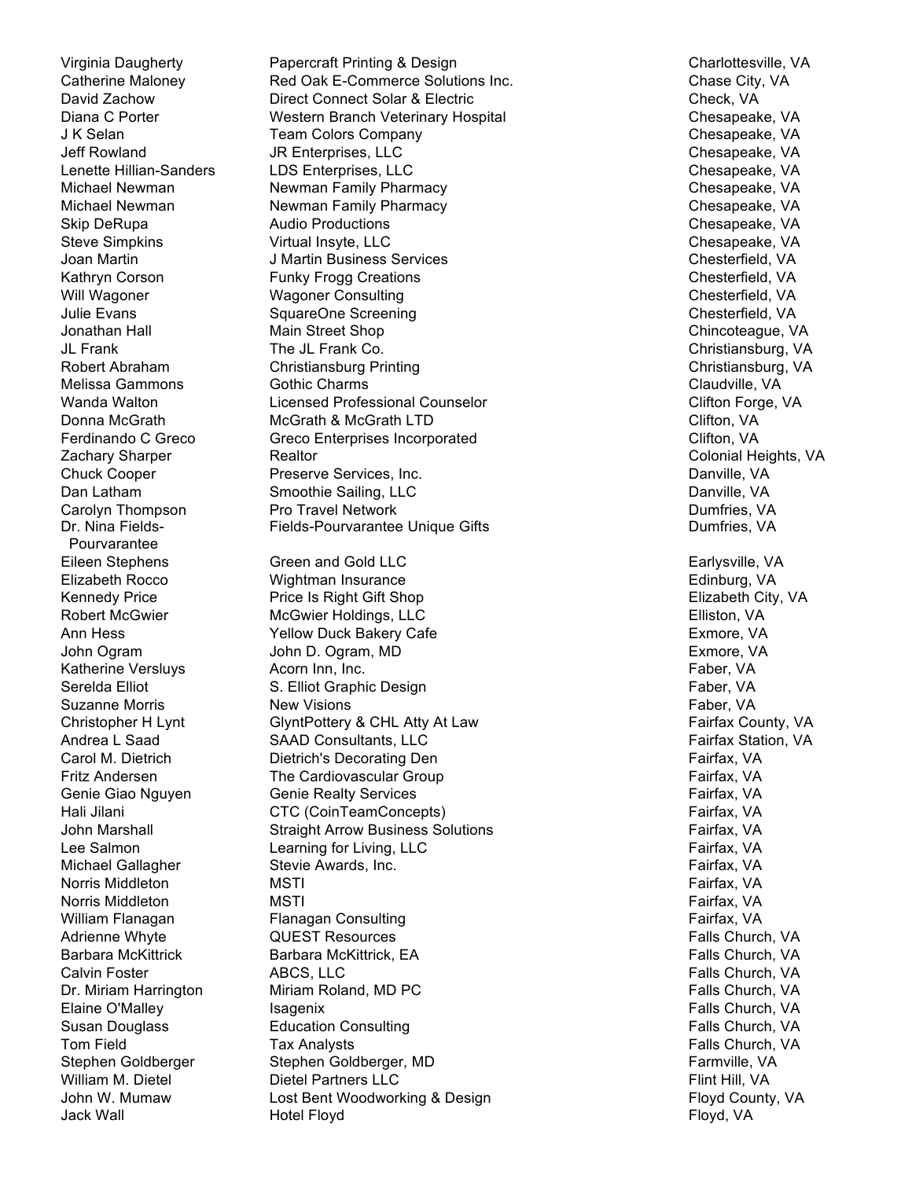| | | |
|---|---|---|
| Virginia Daugherty | Papercraft Printing & Design | Charlottesville, VA |
| Catherine Maloney | Red Oak E-Commerce Solutions Inc. | Chase City, VA |
| David Zachow | Direct Connect Solar & Electric | Check, VA |
| Diana C Porter | Western Branch Veterinary Hospital | Chesapeake, VA |
| J K Selan | Team Colors Company | Chesapeake, VA |
| Jeff Rowland | JR Enterprises, LLC | Chesapeake, VA |
| Lenette Hillian-Sanders | LDS Enterprises, LLC | Chesapeake, VA |
| Michael Newman | Newman Family Pharmacy | Chesapeake, VA |
| Michael Newman | Newman Family Pharmacy | Chesapeake, VA |
| Skip DeRupa | Audio Productions | Chesapeake, VA |
| Steve Simpkins | Virtual Insyte, LLC | Chesapeake, VA |
| Joan Martin | J Martin Business Services | Chesterfield, VA |
| Kathryn Corson | Funky Frogg Creations | Chesterfield, VA |
| Will Wagoner | Wagoner Consulting | Chesterfield, VA |
| Julie Evans | SquareOne Screening | Chesterfield, VA |
| Jonathan Hall | Main Street Shop | Chincoteague, VA |
| JL Frank | The JL Frank Co. | Christiansburg, VA |
| Robert Abraham | Christiansburg Printing | Christiansburg, VA |
| Melissa Gammons | Gothic Charms | Claudville, VA |
| Wanda Walton | Licensed Professional Counselor | Clifton Forge, VA |
| Donna McGrath | McGrath & McGrath LTD | Clifton, VA |
| Ferdinando C Greco | Greco Enterprises Incorporated | Clifton, VA |
| Zachary Sharper | Realtor | Colonial Heights, VA |
| Chuck Cooper | Preserve Services, Inc. | Danville, VA |
| Dan Latham | Smoothie Sailing, LLC | Danville, VA |
| Carolyn Thompson | Pro Travel Network | Dumfries, VA |
| Dr. Nina Fields-Pourvarantee | Fields-Pourvarantee Unique Gifts | Dumfries, VA |
| Eileen Stephens | Green and Gold LLC | Earlysville, VA |
| Elizabeth Rocco | Wightman Insurance | Edinburg, VA |
| Kennedy Price | Price Is Right Gift Shop | Elizabeth City, VA |
| Robert McGwier | McGwier Holdings, LLC | Elliston, VA |
| Ann Hess | Yellow Duck Bakery Cafe | Exmore, VA |
| John Ogram | John D. Ogram, MD | Exmore, VA |
| Katherine Versluys | Acorn Inn, Inc. | Faber, VA |
| Serelda Elliot | S. Elliot Graphic Design | Faber, VA |
| Suzanne Morris | New Visions | Faber, VA |
| Christopher H Lynt | GlyntPottery & CHL Atty At Law | Fairfax County, VA |
| Andrea L Saad | SAAD Consultants, LLC | Fairfax Station, VA |
| Carol M. Dietrich | Dietrich's Decorating Den | Fairfax, VA |
| Fritz Andersen | The Cardiovascular Group | Fairfax, VA |
| Genie Giao Nguyen | Genie Realty Services | Fairfax, VA |
| Hali Jilani | CTC (CoinTeamConcepts) | Fairfax, VA |
| John Marshall | Straight Arrow Business Solutions | Fairfax, VA |
| Lee Salmon | Learning for Living, LLC | Fairfax, VA |
| Michael Gallagher | Stevie Awards, Inc. | Fairfax, VA |
| Norris Middleton | MSTI | Fairfax, VA |
| Norris Middleton | MSTI | Fairfax, VA |
| William Flanagan | Flanagan Consulting | Fairfax, VA |
| Adrienne Whyte | QUEST Resources | Falls Church, VA |
| Barbara McKittrick | Barbara McKittrick, EA | Falls Church, VA |
| Calvin Foster | ABCS, LLC | Falls Church, VA |
| Dr. Miriam Harrington | Miriam Roland, MD PC | Falls Church, VA |
| Elaine O'Malley | Isagenix | Falls Church, VA |
| Susan Douglass | Education Consulting | Falls Church, VA |
| Tom Field | Tax Analysts | Falls Church, VA |
| Stephen Goldberger | Stephen Goldberger, MD | Farmville, VA |
| William M. Dietel | Dietel Partners LLC | Flint Hill, VA |
| John W. Mumaw | Lost Bent Woodworking & Design | Floyd County, VA |
| Jack Wall | Hotel Floyd | Floyd, VA |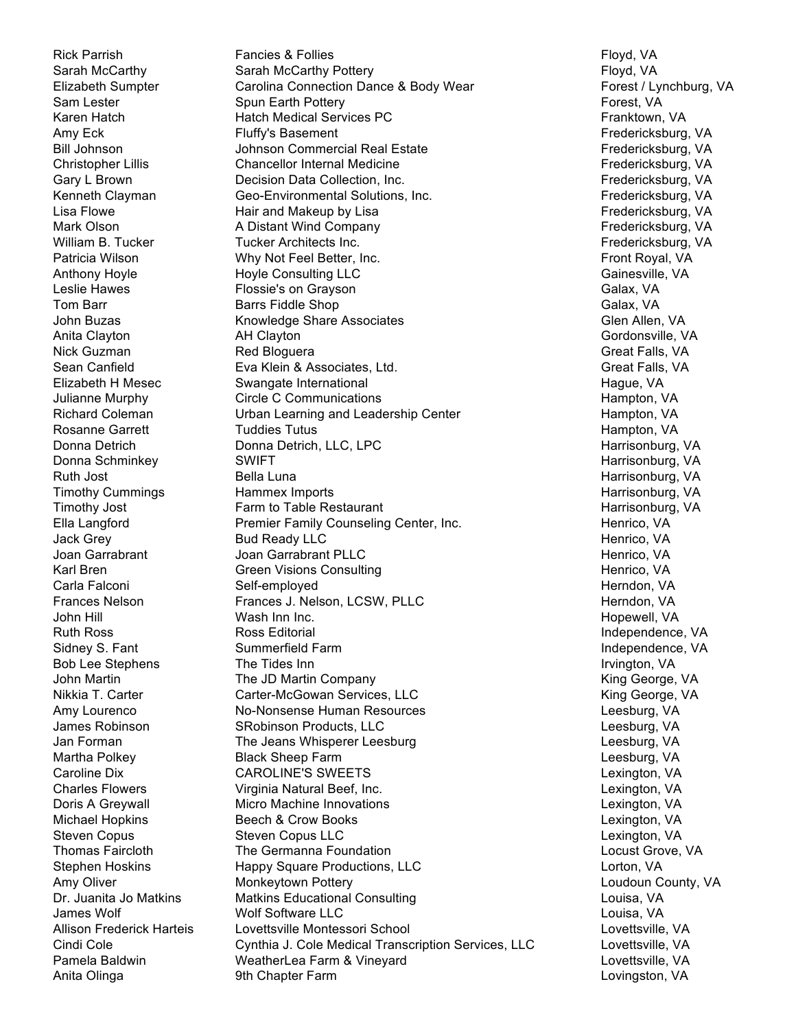| | | |
|---|---|---|
| Rick Parrish | Fancies & Follies | Floyd, VA |
| Sarah McCarthy | Sarah McCarthy Pottery | Floyd, VA |
| Elizabeth Sumpter | Carolina Connection Dance & Body Wear | Forest / Lynchburg, VA |
| Sam Lester | Spun Earth Pottery | Forest, VA |
| Karen Hatch | Hatch Medical Services PC | Franktown, VA |
| Amy Eck | Fluffy's Basement | Fredericksburg, VA |
| Bill Johnson | Johnson Commercial Real Estate | Fredericksburg, VA |
| Christopher Lillis | Chancellor Internal Medicine | Fredericksburg, VA |
| Gary L Brown | Decision Data Collection, Inc. | Fredericksburg, VA |
| Kenneth Clayman | Geo-Environmental Solutions, Inc. | Fredericksburg, VA |
| Lisa Flowe | Hair and Makeup by Lisa | Fredericksburg, VA |
| Mark Olson | A Distant Wind Company | Fredericksburg, VA |
| William B. Tucker | Tucker Architects Inc. | Fredericksburg, VA |
| Patricia Wilson | Why Not Feel Better, Inc. | Front Royal, VA |
| Anthony Hoyle | Hoyle Consulting LLC | Gainesville, VA |
| Leslie Hawes | Flossie's on Grayson | Galax, VA |
| Tom Barr | Barrs Fiddle Shop | Galax, VA |
| John Buzas | Knowledge Share Associates | Glen Allen, VA |
| Anita Clayton | AH Clayton | Gordonsville, VA |
| Nick Guzman | Red Bloguera | Great Falls, VA |
| Sean Canfield | Eva Klein & Associates, Ltd. | Great Falls, VA |
| Elizabeth H Mesec | Swangate International | Hague, VA |
| Julianne Murphy | Circle C Communications | Hampton, VA |
| Richard Coleman | Urban Learning and Leadership Center | Hampton, VA |
| Rosanne Garrett | Tuddies Tutus | Hampton, VA |
| Donna Detrich | Donna Detrich, LLC, LPC | Harrisonburg, VA |
| Donna Schminkey | SWIFT | Harrisonburg, VA |
| Ruth Jost | Bella Luna | Harrisonburg, VA |
| Timothy Cummings | Hammex Imports | Harrisonburg, VA |
| Timothy Jost | Farm to Table Restaurant | Harrisonburg, VA |
| Ella Langford | Premier Family Counseling Center, Inc. | Henrico, VA |
| Jack Grey | Bud Ready LLC | Henrico, VA |
| Joan Garrabrant | Joan Garrabrant PLLC | Henrico, VA |
| Karl Bren | Green Visions Consulting | Henrico, VA |
| Carla Falconi | Self-employed | Herndon, VA |
| Frances Nelson | Frances J. Nelson, LCSW, PLLC | Herndon, VA |
| John Hill | Wash Inn Inc. | Hopewell, VA |
| Ruth Ross | Ross Editorial | Independence, VA |
| Sidney S. Fant | Summerfield Farm | Independence, VA |
| Bob Lee Stephens | The Tides Inn | Irvington, VA |
| John Martin | The JD Martin Company | King George, VA |
| Nikkia T. Carter | Carter-McGowan Services, LLC | King George, VA |
| Amy Lourenco | No-Nonsense Human Resources | Leesburg, VA |
| James Robinson | SRobinson Products, LLC | Leesburg, VA |
| Jan Forman | The Jeans Whisperer Leesburg | Leesburg, VA |
| Martha Polkey | Black Sheep Farm | Leesburg, VA |
| Caroline Dix | CAROLINE'S SWEETS | Lexington, VA |
| Charles Flowers | Virginia Natural Beef, Inc. | Lexington, VA |
| Doris A Greywall | Micro Machine Innovations | Lexington, VA |
| Michael Hopkins | Beech & Crow Books | Lexington, VA |
| Steven Copus | Steven Copus LLC | Lexington, VA |
| Thomas Faircloth | The Germanna Foundation | Locust Grove, VA |
| Stephen Hoskins | Happy Square Productions, LLC | Lorton, VA |
| Amy Oliver | Monkeytown Pottery | Loudoun County, VA |
| Dr. Juanita Jo Matkins | Matkins Educational Consulting | Louisa, VA |
| James Wolf | Wolf Software LLC | Louisa, VA |
| Allison Frederick Harteis | Lovettsville Montessori School | Lovettsville, VA |
| Cindi Cole | Cynthia J. Cole Medical Transcription Services, LLC | Lovettsville, VA |
| Pamela Baldwin | WeatherLea Farm & Vineyard | Lovettsville, VA |
| Anita Olinga | 9th Chapter Farm | Lovingston, VA |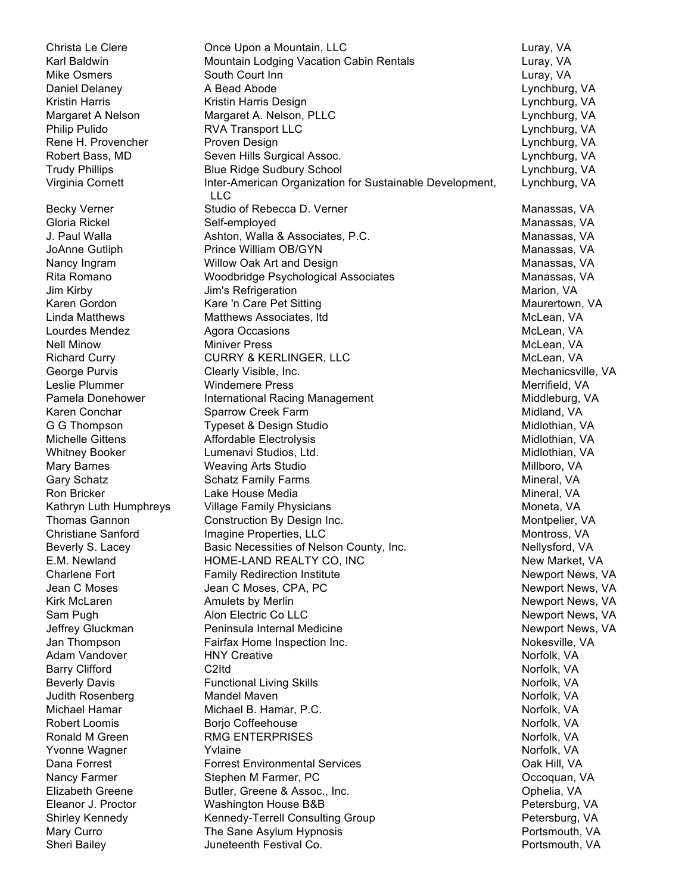| | | |
|---|---|---|
| Christa Le Clere | Once Upon a Mountain, LLC | Luray, VA |
| Karl Baldwin | Mountain Lodging Vacation Cabin Rentals | Luray, VA |
| Mike Osmers | South Court Inn | Luray, VA |
| Daniel Delaney | A Bead Abode | Lynchburg, VA |
| Kristin Harris | Kristin Harris Design | Lynchburg, VA |
| Margaret A Nelson | Margaret A. Nelson, PLLC | Lynchburg, VA |
| Philip Pulido | RVA Transport LLC | Lynchburg, VA |
| Rene H. Provencher | Proven Design | Lynchburg, VA |
| Robert Bass, MD | Seven Hills Surgical Assoc. | Lynchburg, VA |
| Trudy Phillips | Blue Ridge Sudbury School | Lynchburg, VA |
| Virginia Cornett | Inter-American Organization for Sustainable Development, LLC | Lynchburg, VA |
| Becky Verner | Studio of Rebecca D. Verner | Manassas, VA |
| Gloria Rickel | Self-employed | Manassas, VA |
| J. Paul Walla | Ashton, Walla & Associates, P.C. | Manassas, VA |
| JoAnne Gutliph | Prince William OB/GYN | Manassas, VA |
| Nancy Ingram | Willow Oak Art and Design | Manassas, VA |
| Rita Romano | Woodbridge Psychological Associates | Manassas, VA |
| Jim Kirby | Jim's Refrigeration | Marion, VA |
| Karen Gordon | Kare 'n Care Pet Sitting | Maurertown, VA |
| Linda Matthews | Matthews Associates, ltd | McLean, VA |
| Lourdes Mendez | Agora Occasions | McLean, VA |
| Nell Minow | Miniver Press | McLean, VA |
| Richard Curry | CURRY & KERLINGER, LLC | McLean, VA |
| George Purvis | Clearly Visible, Inc. | Mechanicsville, VA |
| Leslie Plummer | Windemere Press | Merrifield, VA |
| Pamela Donehower | International Racing Management | Middleburg, VA |
| Karen Conchar | Sparrow Creek Farm | Midland, VA |
| G G Thompson | Typeset & Design Studio | Midlothian, VA |
| Michelle Gittens | Affordable Electrolysis | Midlothian, VA |
| Whitney Booker | Lumenavi Studios, Ltd. | Midlothian, VA |
| Mary Barnes | Weaving Arts Studio | Millboro, VA |
| Gary Schatz | Schatz Family Farms | Mineral, VA |
| Ron Bricker | Lake House Media | Mineral, VA |
| Kathryn Luth Humphreys | Village Family Physicians | Moneta, VA |
| Thomas Gannon | Construction By Design Inc. | Montpelier, VA |
| Christiane Sanford | Imagine Properties, LLC | Montross, VA |
| Beverly S. Lacey | Basic Necessities of Nelson County, Inc. | Nellysford, VA |
| E.M. Newland | HOME-LAND REALTY CO, INC | New Market, VA |
| Charlene Fort | Family Redirection Institute | Newport News, VA |
| Jean C Moses | Jean C Moses, CPA, PC | Newport News, VA |
| Kirk McLaren | Amulets by Merlin | Newport News, VA |
| Sam Pugh | Alon Electric Co LLC | Newport News, VA |
| Jeffrey Gluckman | Peninsula Internal Medicine | Newport News, VA |
| Jan Thompson | Fairfax Home Inspection Inc. | Nokesville, VA |
| Adam Vandover | HNY Creative | Norfolk, VA |
| Barry Clifford | C2ltd | Norfolk, VA |
| Beverly Davis | Functional Living Skills | Norfolk, VA |
| Judith Rosenberg | Mandel Maven | Norfolk, VA |
| Michael Hamar | Michael B. Hamar, P.C. | Norfolk, VA |
| Robert Loomis | Borjo Coffeehouse | Norfolk, VA |
| Ronald M Green | RMG ENTERPRISES | Norfolk, VA |
| Yvonne Wagner | Yvlaine | Norfolk, VA |
| Dana Forrest | Forrest Environmental Services | Oak Hill, VA |
| Nancy Farmer | Stephen M Farmer, PC | Occoquan, VA |
| Elizabeth Greene | Butler, Greene & Assoc., Inc. | Ophelia, VA |
| Eleanor J. Proctor | Washington House B&B | Petersburg, VA |
| Shirley Kennedy | Kennedy-Terrell Consulting Group | Petersburg, VA |
| Mary Curro | The Sane Asylum Hypnosis | Portsmouth, VA |
| Sheri Bailey | Juneteenth Festival Co. | Portsmouth, VA |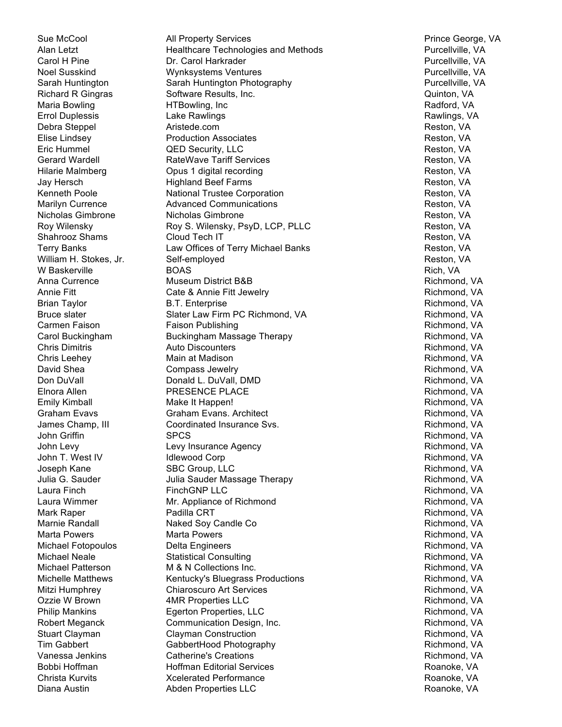| | | |
|---|---|---|
| Sue McCool | All Property Services | Prince George, VA |
| Alan Letzt | Healthcare Technologies and Methods | Purcellville, VA |
| Carol H Pine | Dr. Carol Harkrader | Purcellville, VA |
| Noel Susskind | Wynksystems Ventures | Purcellville, VA |
| Sarah Huntington | Sarah Huntington Photography | Purcellville, VA |
| Richard R Gingras | Software Results, Inc. | Quinton, VA |
| Maria Bowling | HTBowling, Inc | Radford, VA |
| Errol Duplessis | Lake Rawlings | Rawlings, VA |
| Debra Steppel | Aristede.com | Reston, VA |
| Elise Lindsey | Production Associates | Reston, VA |
| Eric Hummel | QED Security, LLC | Reston, VA |
| Gerard Wardell | RateWave Tariff Services | Reston, VA |
| Hilarie Malmberg | Opus 1 digital recording | Reston, VA |
| Jay Hersch | Highland Beef Farms | Reston, VA |
| Kenneth Poole | National Trustee Corporation | Reston, VA |
| Marilyn Currence | Advanced Communications | Reston, VA |
| Nicholas Gimbrone | Nicholas Gimbrone | Reston, VA |
| Roy Wilensky | Roy S. Wilensky, PsyD, LCP, PLLC | Reston, VA |
| Shahrooz Shams | Cloud Tech IT | Reston, VA |
| Terry Banks | Law Offices of Terry Michael Banks | Reston, VA |
| William H. Stokes, Jr. | Self-employed | Reston, VA |
| W Baskerville | BOAS | Rich, VA |
| Anna Currence | Museum District B&B | Richmond, VA |
| Annie Fitt | Cate & Annie Fitt Jewelry | Richmond, VA |
| Brian Taylor | B.T. Enterprise | Richmond, VA |
| Bruce slater | Slater Law Firm PC Richmond, VA | Richmond, VA |
| Carmen Faison | Faison Publishing | Richmond, VA |
| Carol Buckingham | Buckingham Massage Therapy | Richmond, VA |
| Chris Dimitris | Auto Discounters | Richmond, VA |
| Chris Leehey | Main at Madison | Richmond, VA |
| David Shea | Compass Jewelry | Richmond, VA |
| Don DuVall | Donald L. DuVall, DMD | Richmond, VA |
| Elnora Allen | PRESENCE PLACE | Richmond, VA |
| Emily Kimball | Make It Happen! | Richmond, VA |
| Graham Evavs | Graham Evans. Architect | Richmond, VA |
| James Champ, III | Coordinated Insurance Svs. | Richmond, VA |
| John Griffin | SPCS | Richmond, VA |
| John Levy | Levy Insurance Agency | Richmond, VA |
| John T. West IV | Idlewood Corp | Richmond, VA |
| Joseph Kane | SBC Group, LLC | Richmond, VA |
| Julia G. Sauder | Julia Sauder Massage Therapy | Richmond, VA |
| Laura Finch | FinchGNP LLC | Richmond, VA |
| Laura Wimmer | Mr. Appliance of Richmond | Richmond, VA |
| Mark Raper | Padilla CRT | Richmond, VA |
| Marnie Randall | Naked Soy Candle Co | Richmond, VA |
| Marta Powers | Marta Powers | Richmond, VA |
| Michael Fotopoulos | Delta Engineers | Richmond, VA |
| Michael Neale | Statistical Consulting | Richmond, VA |
| Michael Patterson | M & N Collections Inc. | Richmond, VA |
| Michelle Matthews | Kentucky's Bluegrass Productions | Richmond, VA |
| Mitzi Humphrey | Chiaroscuro Art Services | Richmond, VA |
| Ozzie W Brown | 4MR Properties LLC | Richmond, VA |
| Philip Mankins | Egerton Properties, LLC | Richmond, VA |
| Robert Meganck | Communication Design, Inc. | Richmond, VA |
| Stuart Clayman | Clayman Construction | Richmond, VA |
| Tim Gabbert | GabbertHood Photography | Richmond, VA |
| Vanessa Jenkins | Catherine's Creations | Richmond, VA |
| Bobbi Hoffman | Hoffman Editorial Services | Roanoke, VA |
| Christa Kurvits | Xcelerated Performance | Roanoke, VA |
| Diana Austin | Abden Properties LLC | Roanoke, VA |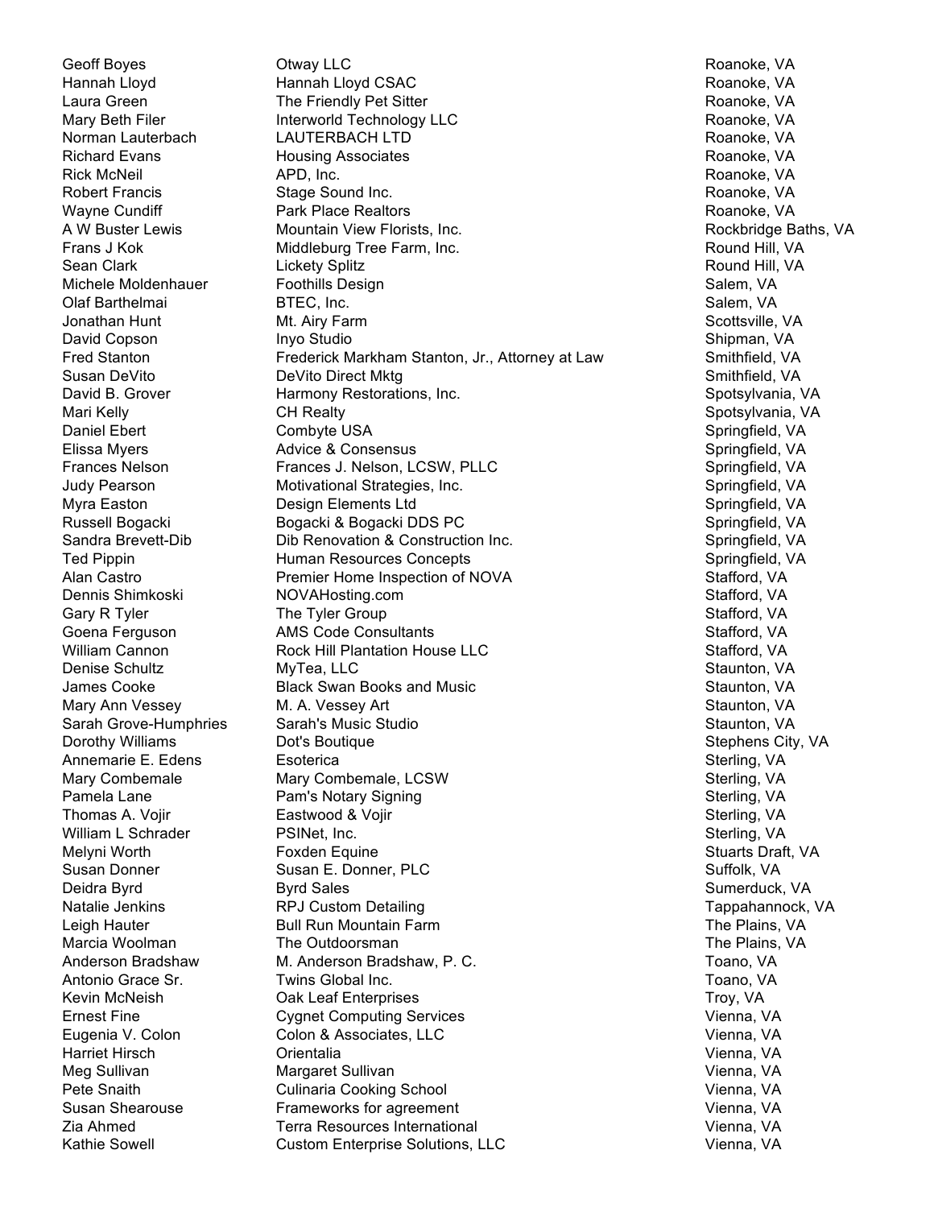| | | |
|---|---|---|
| Geoff Boyes | Otway LLC | Roanoke, VA |
| Hannah Lloyd | Hannah Lloyd CSAC | Roanoke, VA |
| Laura Green | The Friendly Pet Sitter | Roanoke, VA |
| Mary Beth Filer | Interworld Technology LLC | Roanoke, VA |
| Norman Lauterbach | LAUTERBACH LTD | Roanoke, VA |
| Richard Evans | Housing Associates | Roanoke, VA |
| Rick McNeil | APD, Inc. | Roanoke, VA |
| Robert Francis | Stage Sound Inc. | Roanoke, VA |
| Wayne Cundiff | Park Place Realtors | Roanoke, VA |
| A W Buster Lewis | Mountain View Florists, Inc. | Rockbridge Baths, VA |
| Frans J Kok | Middleburg Tree Farm, Inc. | Round Hill, VA |
| Sean Clark | Lickety Splitz | Round Hill, VA |
| Michele Moldenhauer | Foothills Design | Salem, VA |
| Olaf Barthelmai | BTEC, Inc. | Salem, VA |
| Jonathan Hunt | Mt. Airy Farm | Scottsville, VA |
| David Copson | Inyo Studio | Shipman, VA |
| Fred Stanton | Frederick Markham Stanton, Jr., Attorney at Law | Smithfield, VA |
| Susan DeVito | DeVito Direct Mktg | Smithfield, VA |
| David B. Grover | Harmony Restorations, Inc. | Spotsylvania, VA |
| Mari Kelly | CH Realty | Spotsylvania, VA |
| Daniel Ebert | Combyte USA | Springfield, VA |
| Elissa Myers | Advice & Consensus | Springfield, VA |
| Frances Nelson | Frances J. Nelson, LCSW, PLLC | Springfield, VA |
| Judy Pearson | Motivational Strategies, Inc. | Springfield, VA |
| Myra Easton | Design Elements Ltd | Springfield, VA |
| Russell Bogacki | Bogacki & Bogacki DDS PC | Springfield, VA |
| Sandra Brevett-Dib | Dib Renovation & Construction Inc. | Springfield, VA |
| Ted Pippin | Human Resources Concepts | Springfield, VA |
| Alan Castro | Premier Home Inspection of NOVA | Stafford, VA |
| Dennis Shimkoski | NOVAHosting.com | Stafford, VA |
| Gary R Tyler | The Tyler Group | Stafford, VA |
| Goena Ferguson | AMS Code Consultants | Stafford, VA |
| William Cannon | Rock Hill Plantation House LLC | Stafford, VA |
| Denise Schultz | MyTea, LLC | Staunton, VA |
| James Cooke | Black Swan Books and Music | Staunton, VA |
| Mary Ann Vessey | M. A. Vessey Art | Staunton, VA |
| Sarah Grove-Humphries | Sarah's Music Studio | Staunton, VA |
| Dorothy Williams | Dot's Boutique | Stephens City, VA |
| Annemarie E. Edens | Esoterica | Sterling, VA |
| Mary Combemale | Mary Combemale, LCSW | Sterling, VA |
| Pamela Lane | Pam's Notary Signing | Sterling, VA |
| Thomas A. Vojir | Eastwood & Vojir | Sterling, VA |
| William L Schrader | PSINet, Inc. | Sterling, VA |
| Melyni Worth | Foxden Equine | Stuarts Draft, VA |
| Susan Donner | Susan E. Donner, PLC | Suffolk, VA |
| Deidra Byrd | Byrd Sales | Sumerduck, VA |
| Natalie Jenkins | RPJ Custom Detailing | Tappahannock, VA |
| Leigh Hauter | Bull Run Mountain Farm | The Plains, VA |
| Marcia Woolman | The Outdoorsman | The Plains, VA |
| Anderson Bradshaw | M. Anderson Bradshaw, P. C. | Toano, VA |
| Antonio Grace Sr. | Twins Global Inc. | Toano, VA |
| Kevin McNeish | Oak Leaf Enterprises | Troy, VA |
| Ernest Fine | Cygnet Computing Services | Vienna, VA |
| Eugenia V. Colon | Colon & Associates, LLC | Vienna, VA |
| Harriet Hirsch | Orientalia | Vienna, VA |
| Meg Sullivan | Margaret Sullivan | Vienna, VA |
| Pete Snaith | Culinaria Cooking School | Vienna, VA |
| Susan Shearouse | Frameworks for agreement | Vienna, VA |
| Zia Ahmed | Terra Resources International | Vienna, VA |
| Kathie Sowell | Custom Enterprise Solutions, LLC | Vienna, VA |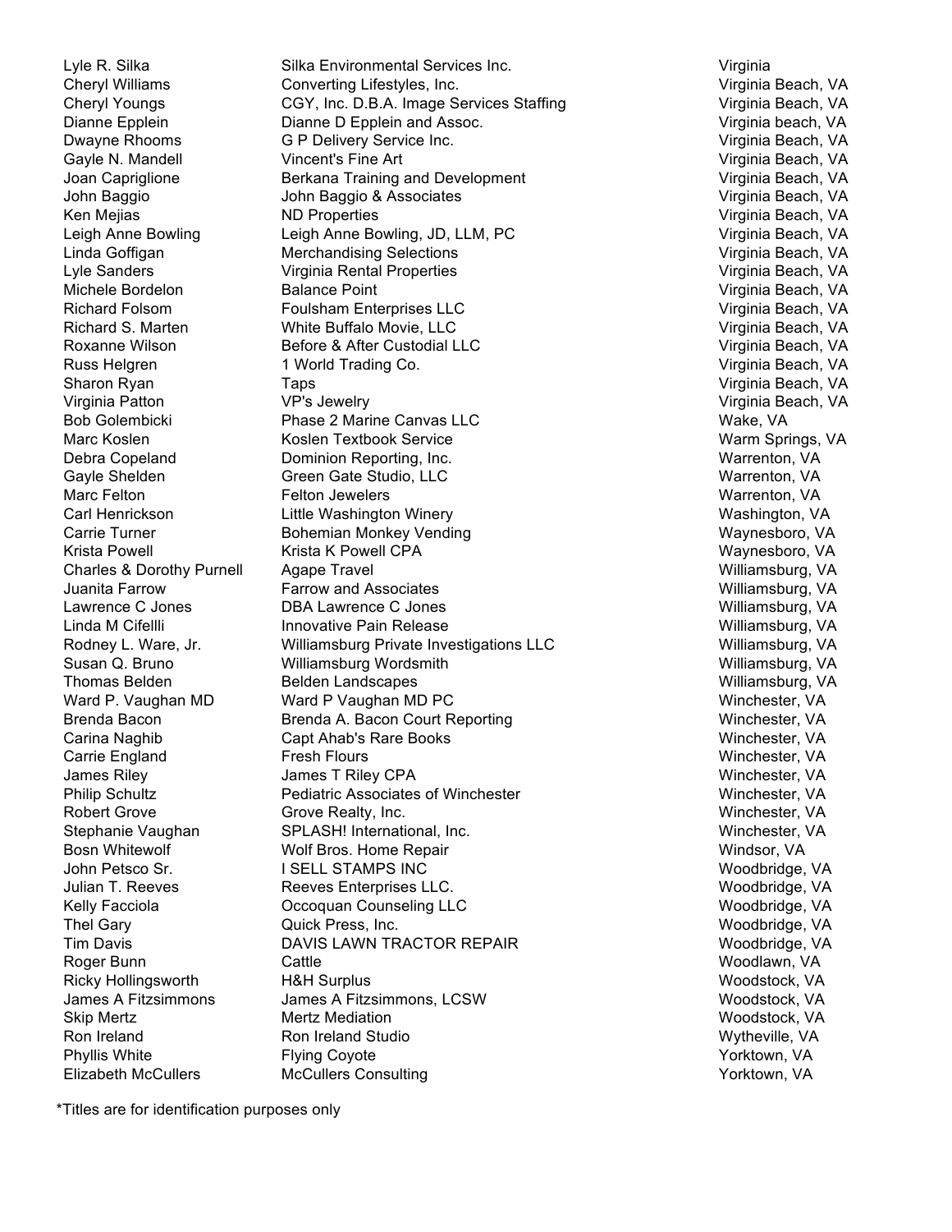| | | |
|---|---|---|
| Lyle R. Silka | Silka Environmental Services Inc. | Virginia |
| Cheryl Williams | Converting Lifestyles, Inc. | Virginia Beach, VA |
| Cheryl Youngs | CGY, Inc. D.B.A. Image Services Staffing | Virginia Beach, VA |
| Dianne Epplein | Dianne D Epplein and Assoc. | Virginia beach, VA |
| Dwayne Rhooms | G P Delivery Service Inc. | Virginia Beach, VA |
| Gayle N. Mandell | Vincent's Fine Art | Virginia Beach, VA |
| Joan Capriglione | Berkana Training and Development | Virginia Beach, VA |
| John Baggio | John Baggio & Associates | Virginia Beach, VA |
| Ken Mejias | ND Properties | Virginia Beach, VA |
| Leigh Anne Bowling | Leigh Anne Bowling, JD, LLM, PC | Virginia Beach, VA |
| Linda Goffigan | Merchandising Selections | Virginia Beach, VA |
| Lyle Sanders | Virginia Rental Properties | Virginia Beach, VA |
| Michele Bordelon | Balance Point | Virginia Beach, VA |
| Richard Folsom | Foulsham Enterprises LLC | Virginia Beach, VA |
| Richard S. Marten | White Buffalo Movie, LLC | Virginia Beach, VA |
| Roxanne Wilson | Before & After Custodial LLC | Virginia Beach, VA |
| Russ Helgren | 1 World Trading Co. | Virginia Beach, VA |
| Sharon Ryan | Taps | Virginia Beach, VA |
| Virginia Patton | VP's Jewelry | Virginia Beach, VA |
| Bob Golembicki | Phase 2 Marine Canvas LLC | Wake, VA |
| Marc Koslen | Koslen Textbook Service | Warm Springs, VA |
| Debra Copeland | Dominion Reporting, Inc. | Warrenton, VA |
| Gayle Shelden | Green Gate Studio, LLC | Warrenton, VA |
| Marc Felton | Felton Jewelers | Warrenton, VA |
| Carl Henrickson | Little Washington Winery | Washington, VA |
| Carrie Turner | Bohemian Monkey Vending | Waynesboro, VA |
| Krista Powell | Krista K Powell CPA | Waynesboro, VA |
| Charles & Dorothy Purnell | Agape Travel | Williamsburg, VA |
| Juanita Farrow | Farrow and Associates | Williamsburg, VA |
| Lawrence C Jones | DBA Lawrence C Jones | Williamsburg, VA |
| Linda M Cifellli | Innovative Pain Release | Williamsburg, VA |
| Rodney L. Ware, Jr. | Williamsburg Private Investigations LLC | Williamsburg, VA |
| Susan Q. Bruno | Williamsburg Wordsmith | Williamsburg, VA |
| Thomas Belden | Belden Landscapes | Williamsburg, VA |
| Ward P. Vaughan MD | Ward P Vaughan MD PC | Winchester, VA |
| Brenda Bacon | Brenda A. Bacon Court Reporting | Winchester, VA |
| Carina Naghib | Capt Ahab's Rare Books | Winchester, VA |
| Carrie England | Fresh Flours | Winchester, VA |
| James Riley | James T Riley CPA | Winchester, VA |
| Philip Schultz | Pediatric Associates of Winchester | Winchester, VA |
| Robert Grove | Grove Realty, Inc. | Winchester, VA |
| Stephanie Vaughan | SPLASH! International, Inc. | Winchester, VA |
| Bosn Whitewolf | Wolf Bros. Home Repair | Windsor, VA |
| John Petsco Sr. | I SELL STAMPS INC | Woodbridge, VA |
| Julian T. Reeves | Reeves Enterprises LLC. | Woodbridge, VA |
| Kelly Facciola | Occoquan Counseling LLC | Woodbridge, VA |
| Thel Gary | Quick Press, Inc. | Woodbridge, VA |
| Tim Davis | DAVIS LAWN TRACTOR REPAIR | Woodbridge, VA |
| Roger Bunn | Cattle | Woodlawn, VA |
| Ricky Hollingsworth | H&H Surplus | Woodstock, VA |
| James A Fitzsimmons | James A Fitzsimmons, LCSW | Woodstock, VA |
| Skip Mertz | Mertz Mediation | Woodstock, VA |
| Ron Ireland | Ron Ireland Studio | Wytheville, VA |
| Phyllis White | Flying Coyote | Yorktown, VA |
| Elizabeth McCullers | McCullers Consulting | Yorktown, VA |

*Titles are for identification purposes only